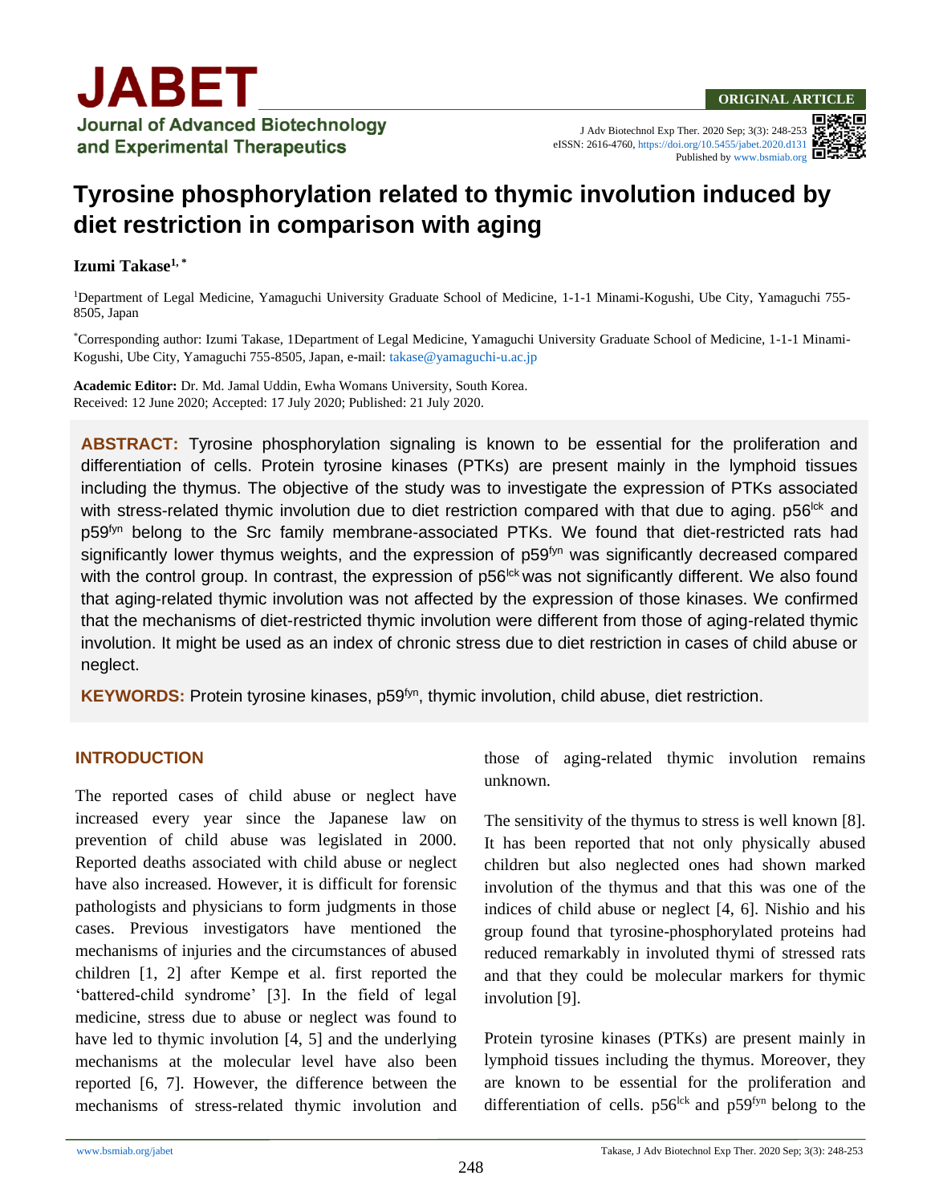# Tyrosine phosphorylation related to thymic involution induced by diet restriction in comparison with aging

**Izumi Takase**[1,*]

[1]Department of Legal Medicine, Yamaguchi University Graduate School of Medicine, 1-1-1 Minami-Kogushi, Ube City, Yamaguchi 755-8505, Japan

[*]Corresponding author: Izumi Takase, 1Department of Legal Medicine, Yamaguchi University Graduate School of Medicine, 1-1-1 Minami-Kogushi, Ube City, Yamaguchi 755-8505, Japan, e-mail: takase@yamaguchi-u.ac.jp

**Academic Editor:** Dr. Md. Jamal Uddin, Ewha Womans University, South Korea.
Received: 12 June 2020; Accepted: 17 July 2020; Published: 21 July 2020.

**ABSTRACT:** Tyrosine phosphorylation signaling is known to be essential for the proliferation and differentiation of cells. Protein tyrosine kinases (PTKs) are present mainly in the lymphoid tissues including the thymus. The objective of the study was to investigate the expression of PTKs associated with stress-related thymic involution due to diet restriction compared with that due to aging. $p56^{lck}$ and $p59^{fyn}$ belong to the Src family membrane-associated PTKs. We found that diet-restricted rats had significantly lower thymus weights, and the expression of $p59^{fyn}$ was significantly decreased compared with the control group. In contrast, the expression of $p56^{lck}$ was not significantly different. We also found that aging-related thymic involution was not affected by the expression of those kinases. We confirmed that the mechanisms of diet-restricted thymic involution were different from those of aging-related thymic involution. It might be used as an index of chronic stress due to diet restriction in cases of child abuse or neglect.

**KEYWORDS:** Protein tyrosine kinases, $p59^{fyn}$, thymic involution, child abuse, diet restriction.

## INTRODUCTION

The reported cases of child abuse or neglect have increased every year since the Japanese law on prevention of child abuse was legislated in 2000. Reported deaths associated with child abuse or neglect have also increased. However, it is difficult for forensic pathologists and physicians to form judgments in those cases. Previous investigators have mentioned the mechanisms of injuries and the circumstances of abused children [1, 2] after Kempe et al. first reported the 'battered-child syndrome' [3]. In the field of legal medicine, stress due to abuse or neglect was found to have led to thymic involution [4, 5] and the underlying mechanisms at the molecular level have also been reported [6, 7]. However, the difference between the mechanisms of stress-related thymic involution and those of aging-related thymic involution remains unknown.

The sensitivity of the thymus to stress is well known [8]. It has been reported that not only physically abused children but also neglected ones had shown marked involution of the thymus and that this was one of the indices of child abuse or neglect [4, 6]. Nishio and his group found that tyrosine-phosphorylated proteins had reduced remarkably in involuted thymi of stressed rats and that they could be molecular markers for thymic involution [9].

Protein tyrosine kinases (PTKs) are present mainly in lymphoid tissues including the thymus. Moreover, they are known to be essential for the proliferation and differentiation of cells. $p56^{lck}$ and $p59^{fyn}$ belong to the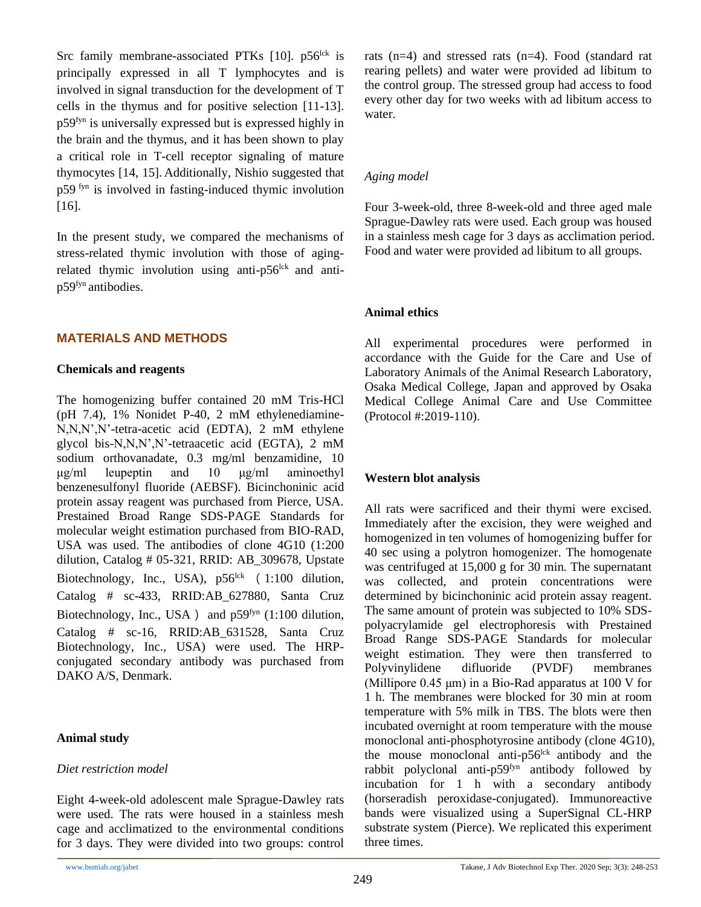Src family membrane-associated PTKs [10]. p56$^{lck}$ is principally expressed in all T lymphocytes and is involved in signal transduction for the development of T cells in the thymus and for positive selection [11-13]. p59$^{fyn}$ is universally expressed but is expressed highly in the brain and the thymus, and it has been shown to play a critical role in T-cell receptor signaling of mature thymocytes [14, 15]. Additionally, Nishio suggested that p59 $^{fyn}$ is involved in fasting-induced thymic involution [16].

In the present study, we compared the mechanisms of stress-related thymic involution with those of aging-related thymic involution using anti-p56$^{lck}$ and anti-p59$^{fyn}$ antibodies.

## MATERIALS AND METHODS

### Chemicals and reagents

The homogenizing buffer contained 20 mM Tris-HCl (pH 7.4), 1% Nonidet P-40, 2 mM ethylenediamine-N,N,N',N'-tetra-acetic acid (EDTA), 2 mM ethylene glycol bis-N,N,N',N'-tetraacetic acid (EGTA), 2 mM sodium orthovanadate, 0.3 mg/ml benzamidine, 10 μg/ml leupeptin and 10 μg/ml aminoethyl benzenesulfonyl fluoride (AEBSF). Bicinchoninic acid protein assay reagent was purchased from Pierce, USA. Prestained Broad Range SDS-PAGE Standards for molecular weight estimation purchased from BIO-RAD, USA was used. The antibodies of clone 4G10 (1:200 dilution, Catalog # 05-321, RRID: AB_309678, Upstate Biotechnology, Inc., USA), p56$^{lck}$ (1:100 dilution, Catalog # sc-433, RRID:AB_627880, Santa Cruz Biotechnology, Inc., USA) and p59$^{fyn}$ (1:100 dilution, Catalog # sc-16, RRID:AB_631528, Santa Cruz Biotechnology, Inc., USA) were used. The HRP-conjugated secondary antibody was purchased from DAKO A/S, Denmark.

### Animal study

*Diet restriction model*

Eight 4-week-old adolescent male Sprague-Dawley rats were used. The rats were housed in a stainless mesh cage and acclimatized to the environmental conditions for 3 days. They were divided into two groups: control rats (n=4) and stressed rats (n=4). Food (standard rat rearing pellets) and water were provided ad libitum to the control group. The stressed group had access to food every other day for two weeks with ad libitum access to water.

*Aging model*

Four 3-week-old, three 8-week-old and three aged male Sprague-Dawley rats were used. Each group was housed in a stainless mesh cage for 3 days as acclimation period. Food and water were provided ad libitum to all groups.

### Animal ethics

All experimental procedures were performed in accordance with the Guide for the Care and Use of Laboratory Animals of the Animal Research Laboratory, Osaka Medical College, Japan and approved by Osaka Medical College Animal Care and Use Committee (Protocol #:2019-110).

### Western blot analysis

All rats were sacrificed and their thymi were excised. Immediately after the excision, they were weighed and homogenized in ten volumes of homogenizing buffer for 40 sec using a polytron homogenizer. The homogenate was centrifuged at 15,000 g for 30 min. The supernatant was collected, and protein concentrations were determined by bicinchoninic acid protein assay reagent. The same amount of protein was subjected to 10% SDS-polyacrylamide gel electrophoresis with Prestained Broad Range SDS-PAGE Standards for molecular weight estimation. They were then transferred to Polyvinylidene difluoride (PVDF) membranes (Millipore 0.45 μm) in a Bio-Rad apparatus at 100 V for 1 h. The membranes were blocked for 30 min at room temperature with 5% milk in TBS. The blots were then incubated overnight at room temperature with the mouse monoclonal anti-phosphotyrosine antibody (clone 4G10), the mouse monoclonal anti-p56$^{lck}$ antibody and the rabbit polyclonal anti-p59$^{fyn}$ antibody followed by incubation for 1 h with a secondary antibody (horseradish peroxidase-conjugated). Immunoreactive bands were visualized using a SuperSignal CL-HRP substrate system (Pierce). We replicated this experiment three times.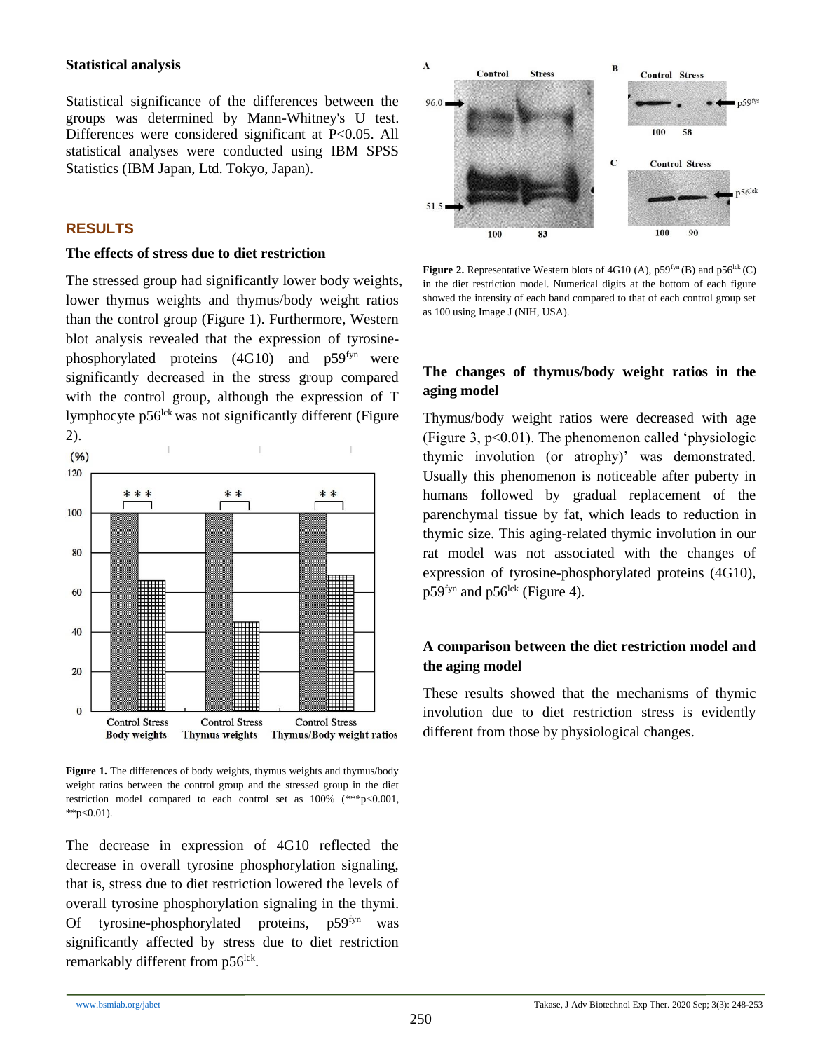### Statistical analysis

Statistical significance of the differences between the groups was determined by Mann-Whitney's U test. Differences were considered significant at P<0.05. All statistical analyses were conducted using IBM SPSS Statistics (IBM Japan, Ltd. Tokyo, Japan).

## RESULTS

### The effects of stress due to diet restriction

The stressed group had significantly lower body weights, lower thymus weights and thymus/body weight ratios than the control group (Figure 1). Furthermore, Western blot analysis revealed that the expression of tyrosine-phosphorylated proteins (4G10) and p59$^{fyn}$ were significantly decreased in the stress group compared with the control group, although the expression of T lymphocyte p56$^{lck}$ was not significantly different (Figure 2).

**Figure 1.** The differences of body weights, thymus weights and thymus/body weight ratios between the control group and the stressed group in the diet restriction model compared to each control set as 100% (***p<0.001, **p<0.01).

The decrease in expression of 4G10 reflected the decrease in overall tyrosine phosphorylation signaling, that is, stress due to diet restriction lowered the levels of overall tyrosine phosphorylation signaling in the thymi. Of tyrosine-phosphorylated proteins, p59$^{fyn}$ was significantly affected by stress due to diet restriction remarkably different from p56$^{lck}$.

**Figure 2.** Representative Western blots of 4G10 (A), p59$^{fyn}$ (B) and p56$^{lck}$ (C) in the diet restriction model. Numerical digits at the bottom of each figure showed the intensity of each band compared to that of each control group set as 100 using Image J (NIH, USA).

### The changes of thymus/body weight ratios in the aging model

Thymus/body weight ratios were decreased with age (Figure 3, p<0.01). The phenomenon called 'physiologic thymic involution (or atrophy)' was demonstrated. Usually this phenomenon is noticeable after puberty in humans followed by gradual replacement of the parenchymal tissue by fat, which leads to reduction in thymic size. This aging-related thymic involution in our rat model was not associated with the changes of expression of tyrosine-phosphorylated proteins (4G10), p59$^{fyn}$ and p56$^{lck}$ (Figure 4).

### A comparison between the diet restriction model and the aging model

These results showed that the mechanisms of thymic involution due to diet restriction stress is evidently different from those by physiological changes.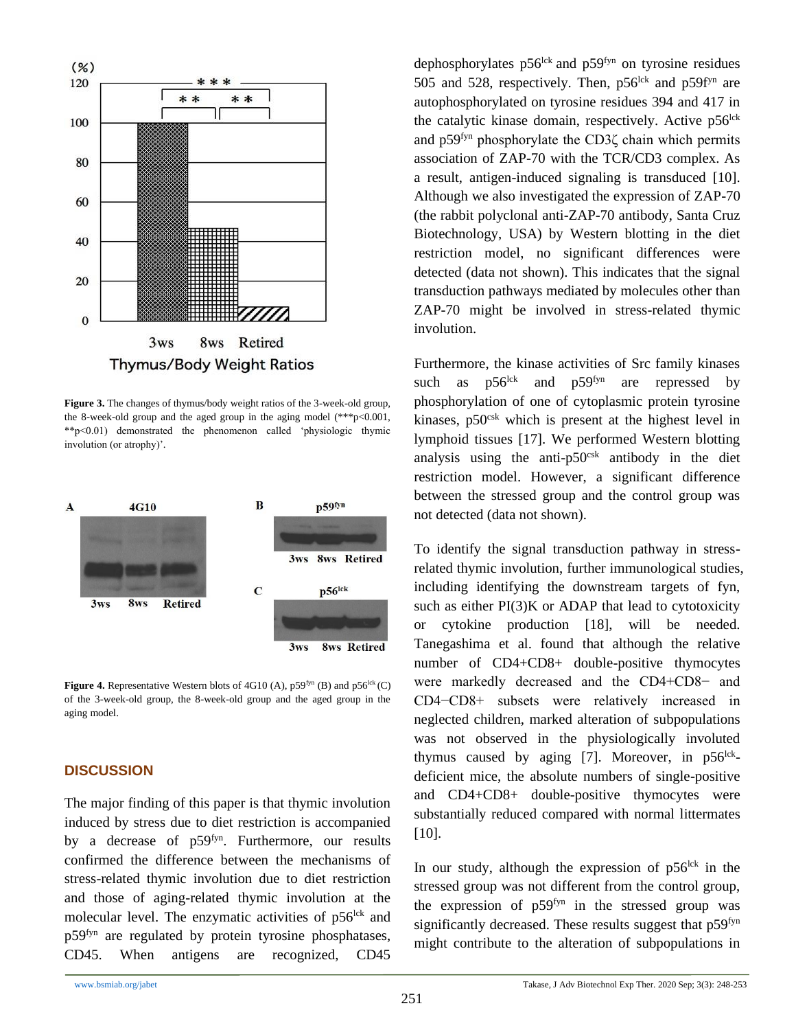Figure 3. The changes of thymus/body weight ratios of the 3-week-old group, the 8-week-old group and the aged group in the aging model (***p<0.001, **p<0.01) demonstrated the phenomenon called 'physiologic thymic involution (or atrophy)'.

Figure 4. Representative Western blots of 4G10 (A), p59$^{fyn}$ (B) and p56$^{lck}$ (C) of the 3-week-old group, the 8-week-old group and the aged group in the aging model.

## DISCUSSION

The major finding of this paper is that thymic involution induced by stress due to diet restriction is accompanied by a decrease of p59$^{fyn}$. Furthermore, our results confirmed the difference between the mechanisms of stress-related thymic involution due to diet restriction and those of aging-related thymic involution at the molecular level. The enzymatic activities of p56$^{lck}$ and p59$^{fyn}$ are regulated by protein tyrosine phosphatases, CD45. When antigens are recognized, CD45 dephosphorylates p56$^{lck}$ and p59$^{fyn}$ on tyrosine residues 505 and 528, respectively. Then, p56$^{lck}$ and p59f$^{yn}$ are autophosphorylated on tyrosine residues 394 and 417 in the catalytic kinase domain, respectively. Active p56$^{lck}$ and p59$^{fyn}$ phosphorylate the CD3ζ chain which permits association of ZAP-70 with the TCR/CD3 complex. As a result, antigen-induced signaling is transduced [10]. Although we also investigated the expression of ZAP-70 (the rabbit polyclonal anti-ZAP-70 antibody, Santa Cruz Biotechnology, USA) by Western blotting in the diet restriction model, no significant differences were detected (data not shown). This indicates that the signal transduction pathways mediated by molecules other than ZAP-70 might be involved in stress-related thymic involution.

Furthermore, the kinase activities of Src family kinases such as p56$^{lck}$ and p59$^{fyn}$ are repressed by phosphorylation of one of cytoplasmic protein tyrosine kinases, p50$^{csk}$ which is present at the highest level in lymphoid tissues [17]. We performed Western blotting analysis using the anti-p50$^{csk}$ antibody in the diet restriction model. However, a significant difference between the stressed group and the control group was not detected (data not shown).

To identify the signal transduction pathway in stress-related thymic involution, further immunological studies, including identifying the downstream targets of fyn, such as either PI(3)K or ADAP that lead to cytotoxicity or cytokine production [18], will be needed. Tanegashima et al. found that although the relative number of CD4+CD8+ double-positive thymocytes were markedly decreased and the CD4+CD8− and CD4−CD8+ subsets were relatively increased in neglected children, marked alteration of subpopulations was not observed in the physiologically involuted thymus caused by aging [7]. Moreover, in p56$^{lck}$-deficient mice, the absolute numbers of single-positive and CD4+CD8+ double-positive thymocytes were substantially reduced compared with normal littermates [10].

In our study, although the expression of p56$^{lck}$ in the stressed group was not different from the control group, the expression of p59$^{fyn}$ in the stressed group was significantly decreased. These results suggest that p59$^{fyn}$ might contribute to the alteration of subpopulations in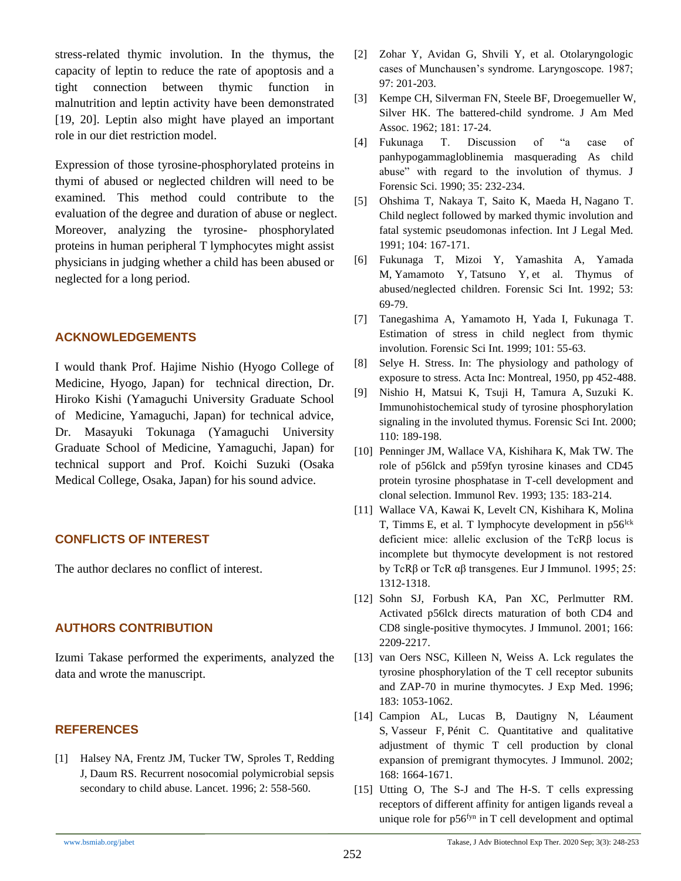stress-related thymic involution. In the thymus, the capacity of leptin to reduce the rate of apoptosis and a tight connection between thymic function in malnutrition and leptin activity have been demonstrated [19, 20]. Leptin also might have played an important role in our diet restriction model.

Expression of those tyrosine-phosphorylated proteins in thymi of abused or neglected children will need to be examined. This method could contribute to the evaluation of the degree and duration of abuse or neglect. Moreover, analyzing the tyrosine- phosphorylated proteins in human peripheral T lymphocytes might assist physicians in judging whether a child has been abused or neglected for a long period.

## ACKNOWLEDGEMENTS

I would thank Prof. Hajime Nishio (Hyogo College of Medicine, Hyogo, Japan) for technical direction, Dr. Hiroko Kishi (Yamaguchi University Graduate School of Medicine, Yamaguchi, Japan) for technical advice, Dr. Masayuki Tokunaga (Yamaguchi University Graduate School of Medicine, Yamaguchi, Japan) for technical support and Prof. Koichi Suzuki (Osaka Medical College, Osaka, Japan) for his sound advice.

## CONFLICTS OF INTEREST

The author declares no conflict of interest.

## AUTHORS CONTRIBUTION

Izumi Takase performed the experiments, analyzed the data and wrote the manuscript.

## REFERENCES

[1] Halsey NA, Frentz JM, Tucker TW, Sproles T, Redding J, Daum RS. Recurrent nosocomial polymicrobial sepsis secondary to child abuse. Lancet. 1996; 2: 558-560.

[2] Zohar Y, Avidan G, Shvili Y, et al. Otolaryngologic cases of Munchausen's syndrome. Laryngoscope. 1987; 97: 201-203.

[3] Kempe CH, Silverman FN, Steele BF, Droegemueller W, Silver HK. The battered-child syndrome. J Am Med Assoc. 1962; 181: 17-24.

[4] Fukunaga T. Discussion of "a case of panhypogammagloblinemia masquerading As child abuse" with regard to the involution of thymus. J Forensic Sci. 1990; 35: 232-234.

[5] Ohshima T, Nakaya T, Saito K, Maeda H, Nagano T. Child neglect followed by marked thymic involution and fatal systemic pseudomonas infection. Int J Legal Med. 1991; 104: 167-171.

[6] Fukunaga T, Mizoi Y, Yamashita A, Yamada M, Yamamoto Y, Tatsuno Y, et al. Thymus of abused/neglected children. Forensic Sci Int. 1992; 53: 69-79.

[7] Tanegashima A, Yamamoto H, Yada I, Fukunaga T. Estimation of stress in child neglect from thymic involution. Forensic Sci Int. 1999; 101: 55-63.

[8] Selye H. Stress. In: The physiology and pathology of exposure to stress. Acta Inc: Montreal, 1950, pp 452-488.

[9] Nishio H, Matsui K, Tsuji H, Tamura A, Suzuki K. Immunohistochemical study of tyrosine phosphorylation signaling in the involuted thymus. Forensic Sci Int. 2000; 110: 189-198.

[10] Penninger JM, Wallace VA, Kishihara K, Mak TW. The role of p56lck and p59fyn tyrosine kinases and CD45 protein tyrosine phosphatase in T-cell development and clonal selection. Immunol Rev. 1993; 135: 183-214.

[11] Wallace VA, Kawai K, Levelt CN, Kishihara K, Molina T, Timms E, et al. T lymphocyte development in $p56^{lck}$ deficient mice: allelic exclusion of the TcRβ locus is incomplete but thymocyte development is not restored by TcRβ or TcR αβ transgenes. Eur J Immunol. 1995; 25: 1312-1318.

[12] Sohn SJ, Forbush KA, Pan XC, Perlmutter RM. Activated p56lck directs maturation of both CD4 and CD8 single-positive thymocytes. J Immunol. 2001; 166: 2209-2217.

[13] van Oers NSC, Killeen N, Weiss A. Lck regulates the tyrosine phosphorylation of the T cell receptor subunits and ZAP-70 in murine thymocytes. J Exp Med. 1996; 183: 1053-1062.

[14] Campion AL, Lucas B, Dautigny N, Léaument S, Vasseur F, Pénit C. Quantitative and qualitative adjustment of thymic T cell production by clonal expansion of premigrant thymocytes. J Immunol. 2002; 168: 1664-1671.

[15] Utting O, The S-J and The H-S. T cells expressing receptors of different affinity for antigen ligands reveal a unique role for $p56^{fyn}$ in T cell development and optimal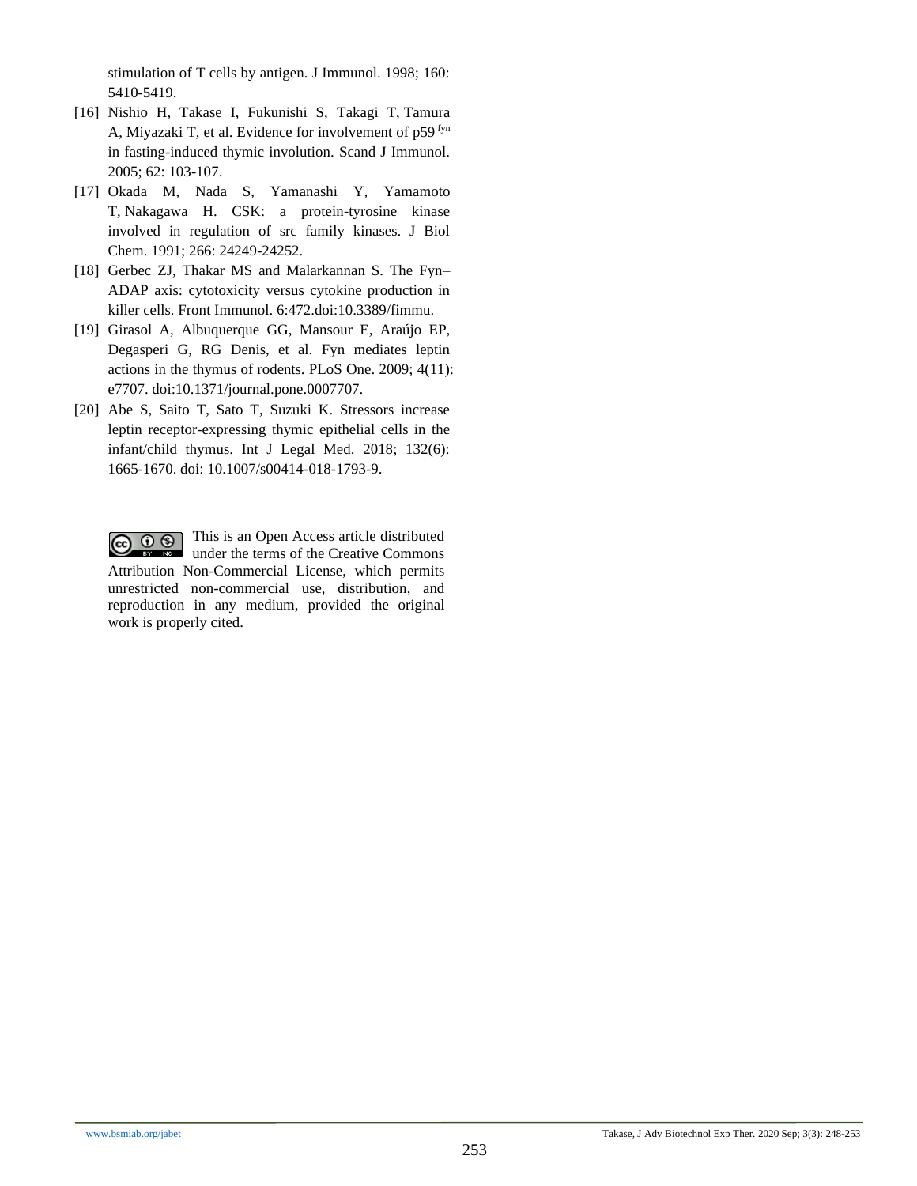stimulation of T cells by antigen. J Immunol. 1998; 160: 5410-5419.

[16] Nishio H, Takase I, Fukunishi S, Takagi T, Tamura A, Miyazaki T, et al. Evidence for involvement of p59 $^{fyn}$ in fasting-induced thymic involution. Scand J Immunol. 2005; 62: 103-107.

[17] Okada M, Nada S, Yamanashi Y, Yamamoto T, Nakagawa H. CSK: a protein-tyrosine kinase involved in regulation of src family kinases. J Biol Chem. 1991; 266: 24249-24252.

[18] Gerbec ZJ, Thakar MS and Malarkannan S. The Fyn–ADAP axis: cytotoxicity versus cytokine production in killer cells. Front Immunol. 6:472.doi:10.3389/fimmu.

[19] Girasol A, Albuquerque GG, Mansour E, Araújo EP, Degasperi G, RG Denis, et al. Fyn mediates leptin actions in the thymus of rodents. PLoS One. 2009; 4(11): e7707. doi:10.1371/journal.pone.0007707.

[20] Abe S, Saito T, Sato T, Suzuki K. Stressors increase leptin receptor-expressing thymic epithelial cells in the infant/child thymus. Int J Legal Med. 2018; 132(6): 1665-1670. doi: 10.1007/s00414-018-1793-9.

This is an Open Access article distributed under the terms of the Creative Commons Attribution Non-Commercial License, which permits unrestricted non-commercial use, distribution, and reproduction in any medium, provided the original work is properly cited.